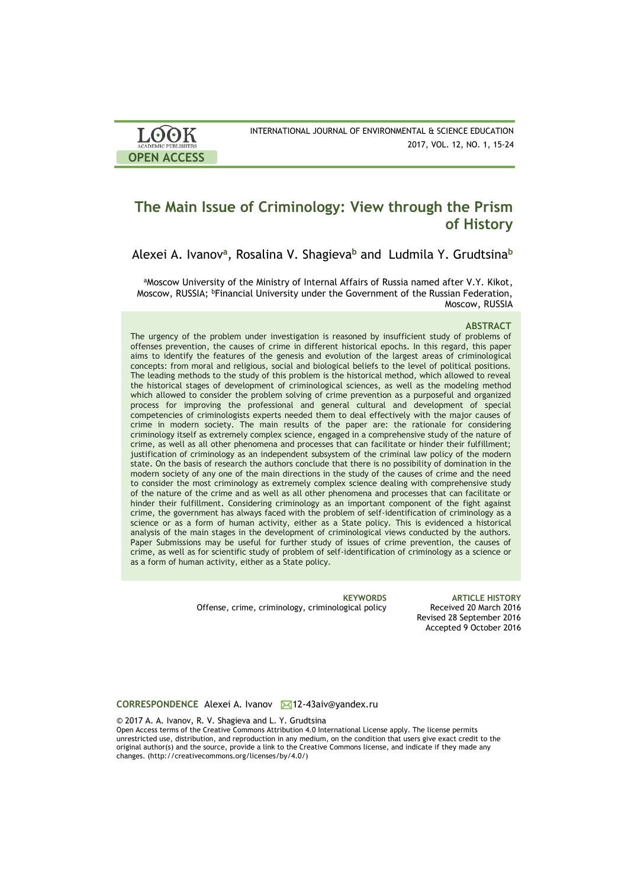LOOK ACADEMIC PUBLISHERS
OPEN ACCESS

INTERNATIONAL JOURNAL OF ENVIRONMENTAL & SCIENCE EDUCATION
2017, VOL. 12, NO. 1, 15-24

# The Main Issue of Criminology: View through the Prism of History

Alexei A. Ivanov[a], Rosalina V. Shagieva[b] and Ludmila Y. Grudtsina[b]

[a]Moscow University of the Ministry of Internal Affairs of Russia named after V.Y. Kikot, Moscow, RUSSIA; [b]Financial University under the Government of the Russian Federation, Moscow, RUSSIA

## ABSTRACT

The urgency of the problem under investigation is reasoned by insufficient study of problems of offenses prevention, the causes of crime in different historical epochs. In this regard, this paper aims to identify the features of the genesis and evolution of the largest areas of criminological concepts: from moral and religious, social and biological beliefs to the level of political positions. The leading methods to the study of this problem is the historical method, which allowed to reveal the historical stages of development of criminological sciences, as well as the modeling method which allowed to consider the problem solving of crime prevention as a purposeful and organized process for improving the professional and general cultural and development of special competencies of criminologists experts needed them to deal effectively with the major causes of crime in modern society. The main results of the paper are: the rationale for considering criminology itself as extremely complex science, engaged in a comprehensive study of the nature of crime, as well as all other phenomena and processes that can facilitate or hinder their fulfillment; justification of criminology as an independent subsystem of the criminal law policy of the modern state. On the basis of research the authors conclude that there is no possibility of domination in the modern society of any one of the main directions in the study of the causes of crime and the need to consider the most criminology as extremely complex science dealing with comprehensive study of the nature of the crime and as well as all other phenomena and processes that can facilitate or hinder their fulfillment. Considering criminology as an important component of the fight against crime, the government has always faced with the problem of self-identification of criminology as a science or as a form of human activity, either as a State policy. This is evidenced a historical analysis of the main stages in the development of criminological views conducted by the authors. Paper Submissions may be useful for further study of issues of crime prevention, the causes of crime, as well as for scientific study of problem of self-identification of criminology as a science or as a form of human activity, either as a State policy.

**KEYWORDS**
Offense, crime, criminology, criminological policy

**ARTICLE HISTORY**
Received 20 March 2016
Revised 28 September 2016
Accepted 9 October 2016

**CORRESPONDENCE** Alexei A. Ivanov 12-43aiv@yandex.ru

© 2017 A. A. Ivanov, R. V. Shagieva and L. Y. Grudtsina
Open Access terms of the Creative Commons Attribution 4.0 International License apply. The license permits unrestricted use, distribution, and reproduction in any medium, on the condition that users give exact credit to the original author(s) and the source, provide a link to the Creative Commons license, and indicate if they made any changes. (http://creativecommons.org/licenses/by/4.0/)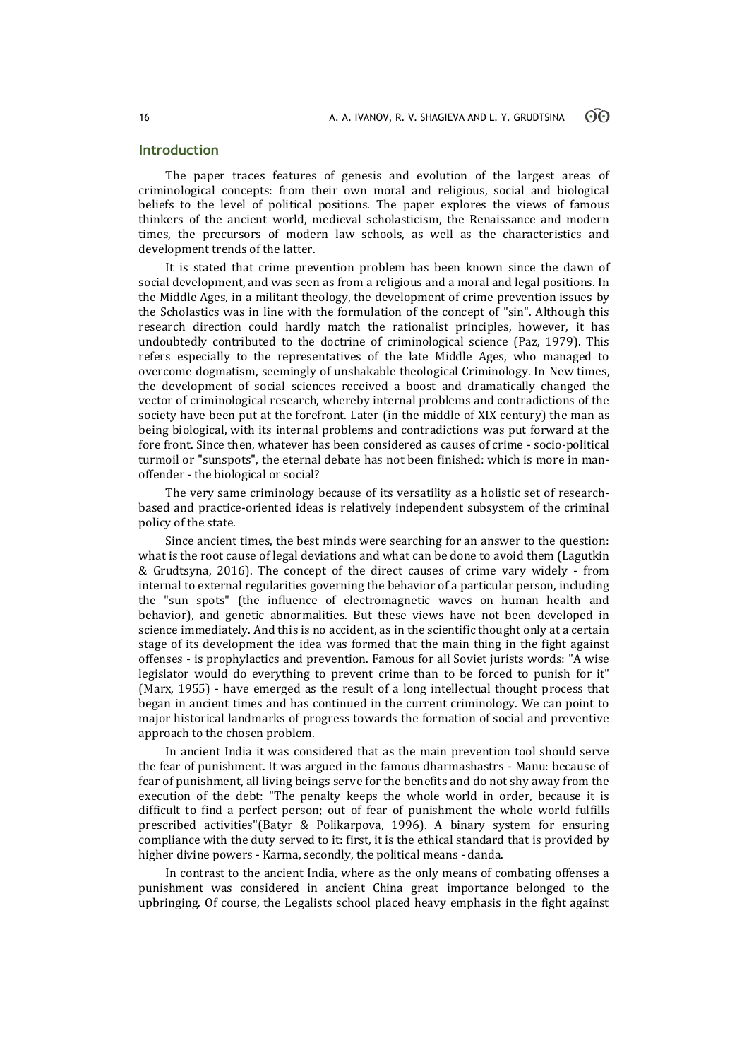## Introduction

The paper traces features of genesis and evolution of the largest areas of criminological concepts: from their own moral and religious, social and biological beliefs to the level of political positions. The paper explores the views of famous thinkers of the ancient world, medieval scholasticism, the Renaissance and modern times, the precursors of modern law schools, as well as the characteristics and development trends of the latter.

It is stated that crime prevention problem has been known since the dawn of social development, and was seen as from a religious and a moral and legal positions. In the Middle Ages, in a militant theology, the development of crime prevention issues by the Scholastics was in line with the formulation of the concept of "sin". Although this research direction could hardly match the rationalist principles, however, it has undoubtedly contributed to the doctrine of criminological science (Paz, 1979). This refers especially to the representatives of the late Middle Ages, who managed to overcome dogmatism, seemingly of unshakable theological Criminology. In New times, the development of social sciences received a boost and dramatically changed the vector of criminological research, whereby internal problems and contradictions of the society have been put at the forefront. Later (in the middle of XIX century) the man as being biological, with its internal problems and contradictions was put forward at the fore front. Since then, whatever has been considered as causes of crime - socio-political turmoil or "sunspots", the eternal debate has not been finished: which is more in man-offender - the biological or social?

The very same criminology because of its versatility as a holistic set of research-based and practice-oriented ideas is relatively independent subsystem of the criminal policy of the state.

Since ancient times, the best minds were searching for an answer to the question: what is the root cause of legal deviations and what can be done to avoid them (Lagutkin & Grudtsyna, 2016). The concept of the direct causes of crime vary widely - from internal to external regularities governing the behavior of a particular person, including the "sun spots" (the influence of electromagnetic waves on human health and behavior), and genetic abnormalities. But these views have not been developed in science immediately. And this is no accident, as in the scientific thought only at a certain stage of its development the idea was formed that the main thing in the fight against offenses - is prophylactics and prevention. Famous for all Soviet jurists words: "A wise legislator would do everything to prevent crime than to be forced to punish for it" (Marx, 1955) - have emerged as the result of a long intellectual thought process that began in ancient times and has continued in the current criminology. We can point to major historical landmarks of progress towards the formation of social and preventive approach to the chosen problem.

In ancient India it was considered that as the main prevention tool should serve the fear of punishment. It was argued in the famous dharmashastrs - Manu: because of fear of punishment, all living beings serve for the benefits and do not shy away from the execution of the debt: "The penalty keeps the whole world in order, because it is difficult to find a perfect person; out of fear of punishment the whole world fulfills prescribed activities"(Batyr & Polikarpova, 1996). A binary system for ensuring compliance with the duty served to it: first, it is the ethical standard that is provided by higher divine powers - Karma, secondly, the political means - danda.

In contrast to the ancient India, where as the only means of combating offenses a punishment was considered in ancient China great importance belonged to the upbringing. Of course, the Legalists school placed heavy emphasis in the fight against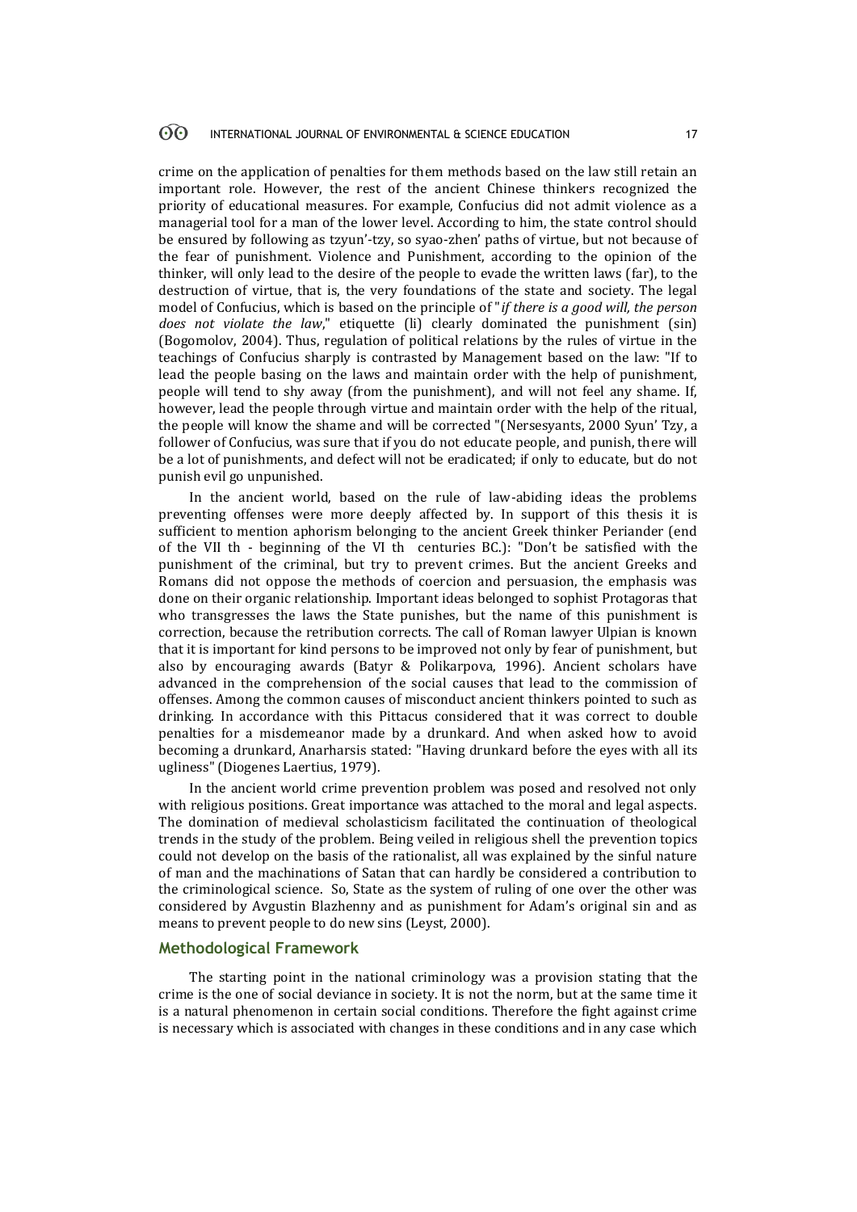crime on the application of penalties for them methods based on the law still retain an important role. However, the rest of the ancient Chinese thinkers recognized the priority of educational measures. For example, Confucius did not admit violence as a managerial tool for a man of the lower level. According to him, the state control should be ensured by following as tzyun'-tzy, so syao-zhen' paths of virtue, but not because of the fear of punishment. Violence and Punishment, according to the opinion of the thinker, will only lead to the desire of the people to evade the written laws (far), to the destruction of virtue, that is, the very foundations of the state and society. The legal model of Confucius, which is based on the principle of "*if there is a good will, the person does not violate the law*," etiquette (li) clearly dominated the punishment (sin) (Bogomolov, 2004). Thus, regulation of political relations by the rules of virtue in the teachings of Confucius sharply is contrasted by Management based on the law: "If to lead the people basing on the laws and maintain order with the help of punishment, people will tend to shy away (from the punishment), and will not feel any shame. If, however, lead the people through virtue and maintain order with the help of the ritual, the people will know the shame and will be corrected "(Nersesyants, 2000 Syun' Tzy, a follower of Confucius, was sure that if you do not educate people, and punish, there will be a lot of punishments, and defect will not be eradicated; if only to educate, but do not punish evil go unpunished.

In the ancient world, based on the rule of law-abiding ideas the problems preventing offenses were more deeply affected by. In support of this thesis it is sufficient to mention aphorism belonging to the ancient Greek thinker Periander (end of the VII th - beginning of the VI th centuries BC.): "Don't be satisfied with the punishment of the criminal, but try to prevent crimes. But the ancient Greeks and Romans did not oppose the methods of coercion and persuasion, the emphasis was done on their organic relationship. Important ideas belonged to sophist Protagoras that who transgresses the laws the State punishes, but the name of this punishment is correction, because the retribution corrects. The call of Roman lawyer Ulpian is known that it is important for kind persons to be improved not only by fear of punishment, but also by encouraging awards (Batyr & Polikarpova, 1996). Ancient scholars have advanced in the comprehension of the social causes that lead to the commission of offenses. Among the common causes of misconduct ancient thinkers pointed to such as drinking. In accordance with this Pittacus considered that it was correct to double penalties for a misdemeanor made by a drunkard. And when asked how to avoid becoming a drunkard, Anarharsis stated: "Having drunkard before the eyes with all its ugliness" (Diogenes Laertius, 1979).

In the ancient world crime prevention problem was posed and resolved not only with religious positions. Great importance was attached to the moral and legal aspects. The domination of medieval scholasticism facilitated the continuation of theological trends in the study of the problem. Being veiled in religious shell the prevention topics could not develop on the basis of the rationalist, all was explained by the sinful nature of man and the machinations of Satan that can hardly be considered a contribution to the criminological science. So, State as the system of ruling of one over the other was considered by Avgustin Blazhenny and as punishment for Adam's original sin and as means to prevent people to do new sins (Leyst, 2000).

## Methodological Framework

The starting point in the national criminology was a provision stating that the crime is the one of social deviance in society. It is not the norm, but at the same time it is a natural phenomenon in certain social conditions. Therefore the fight against crime is necessary which is associated with changes in these conditions and in any case which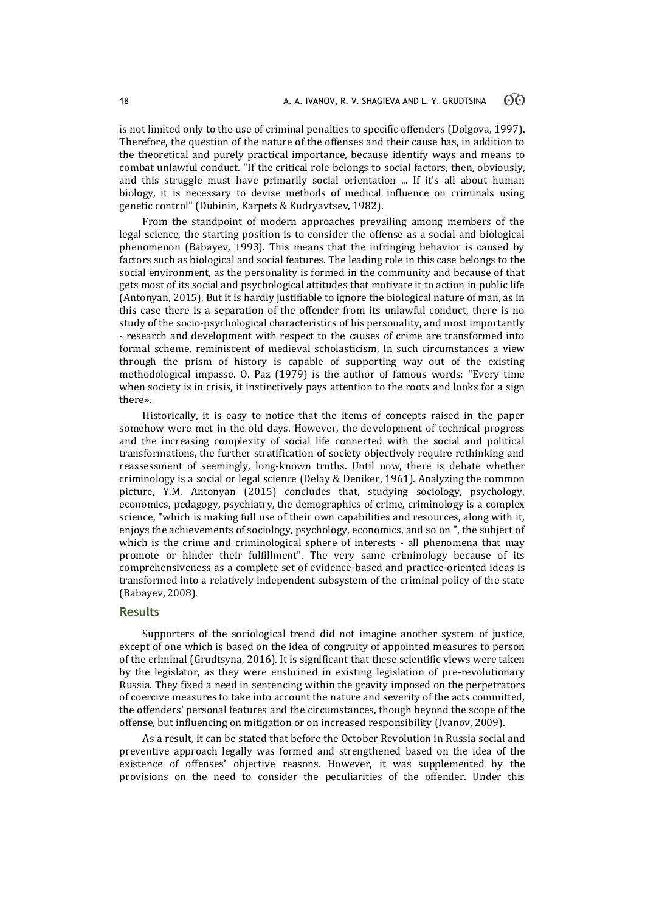is not limited only to the use of criminal penalties to specific offenders (Dolgova, 1997). Therefore, the question of the nature of the offenses and their cause has, in addition to the theoretical and purely practical importance, because identify ways and means to combat unlawful conduct. "If the critical role belongs to social factors, then, obviously, and this struggle must have primarily social orientation ... If it's all about human biology, it is necessary to devise methods of medical influence on criminals using genetic control" (Dubinin, Karpets & Kudryavtsev, 1982).

From the standpoint of modern approaches prevailing among members of the legal science, the starting position is to consider the offense as a social and biological phenomenon (Babayev, 1993). This means that the infringing behavior is caused by factors such as biological and social features. The leading role in this case belongs to the social environment, as the personality is formed in the community and because of that gets most of its social and psychological attitudes that motivate it to action in public life (Antonyan, 2015). But it is hardly justifiable to ignore the biological nature of man, as in this case there is a separation of the offender from its unlawful conduct, there is no study of the socio-psychological characteristics of his personality, and most importantly - research and development with respect to the causes of crime are transformed into formal scheme, reminiscent of medieval scholasticism. In such circumstances a view through the prism of history is capable of supporting way out of the existing methodological impasse. O. Paz (1979) is the author of famous words: "Every time when society is in crisis, it instinctively pays attention to the roots and looks for a sign there».

Historically, it is easy to notice that the items of concepts raised in the paper somehow were met in the old days. However, the development of technical progress and the increasing complexity of social life connected with the social and political transformations, the further stratification of society objectively require rethinking and reassessment of seemingly, long-known truths. Until now, there is debate whether criminology is a social or legal science (Delay & Deniker, 1961). Analyzing the common picture, Y.M. Antonyan (2015) concludes that, studying sociology, psychology, economics, pedagogy, psychiatry, the demographics of crime, criminology is a complex science, "which is making full use of their own capabilities and resources, along with it, enjoys the achievements of sociology, psychology, economics, and so on ", the subject of which is the crime and criminological sphere of interests - all phenomena that may promote or hinder their fulfillment". The very same criminology because of its comprehensiveness as a complete set of evidence-based and practice-oriented ideas is transformed into a relatively independent subsystem of the criminal policy of the state (Babayev, 2008).

## Results

Supporters of the sociological trend did not imagine another system of justice, except of one which is based on the idea of congruity of appointed measures to person of the criminal (Grudtsyna, 2016). It is significant that these scientific views were taken by the legislator, as they were enshrined in existing legislation of pre-revolutionary Russia. They fixed a need in sentencing within the gravity imposed on the perpetrators of coercive measures to take into account the nature and severity of the acts committed, the offenders' personal features and the circumstances, though beyond the scope of the offense, but influencing on mitigation or on increased responsibility (Ivanov, 2009).

As a result, it can be stated that before the October Revolution in Russia social and preventive approach legally was formed and strengthened based on the idea of the existence of offenses' objective reasons. However, it was supplemented by the provisions on the need to consider the peculiarities of the offender. Under this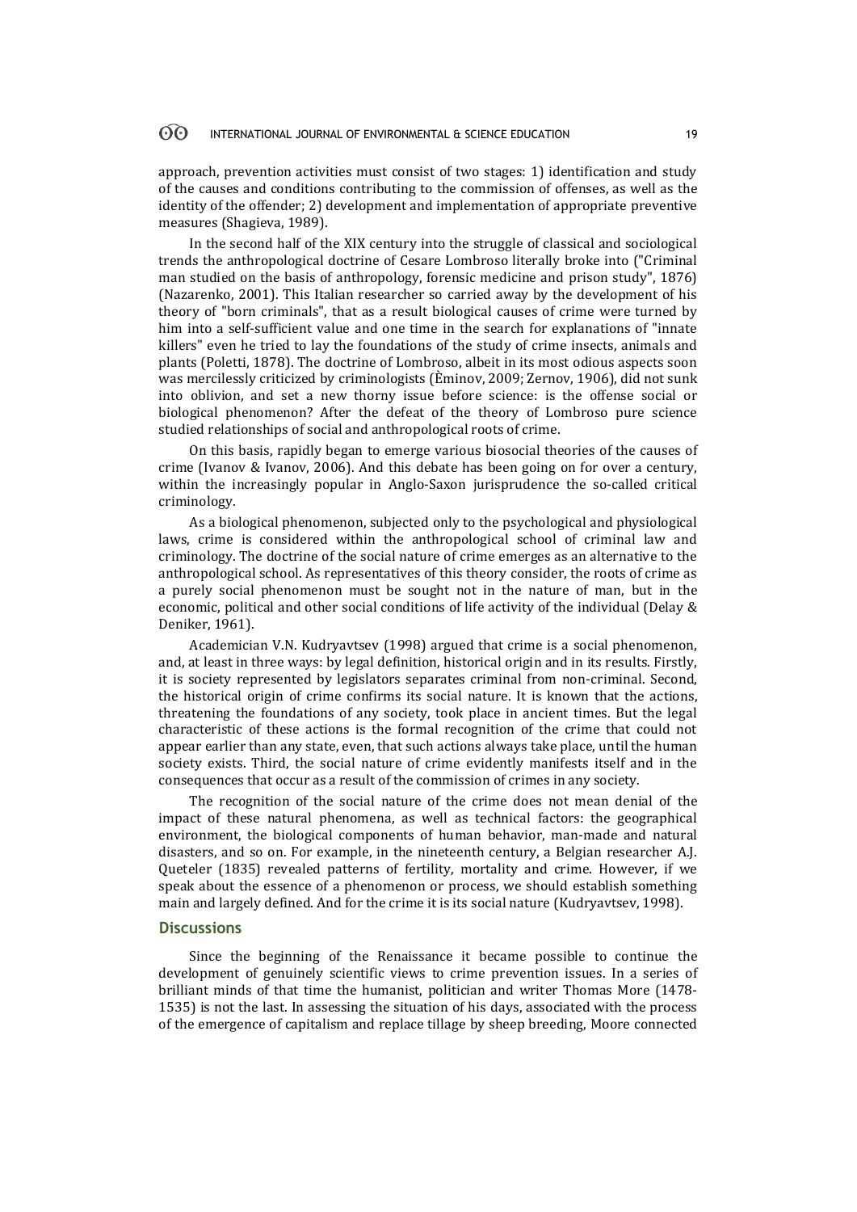approach, prevention activities must consist of two stages: 1) identification and study of the causes and conditions contributing to the commission of offenses, as well as the identity of the offender; 2) development and implementation of appropriate preventive measures (Shagieva, 1989).

In the second half of the XIX century into the struggle of classical and sociological trends the anthropological doctrine of Cesare Lombroso literally broke into ("Criminal man studied on the basis of anthropology, forensic medicine and prison study", 1876) (Nazarenko, 2001). This Italian researcher so carried away by the development of his theory of "born criminals", that as a result biological causes of crime were turned by him into a self-sufficient value and one time in the search for explanations of "innate killers" even he tried to lay the foundations of the study of crime insects, animals and plants (Poletti, 1878). The doctrine of Lombroso, albeit in its most odious aspects soon was mercilessly criticized by criminologists (Èminov, 2009; Zernov, 1906), did not sunk into oblivion, and set a new thorny issue before science: is the offense social or biological phenomenon? After the defeat of the theory of Lombroso pure science studied relationships of social and anthropological roots of crime.

On this basis, rapidly began to emerge various biosocial theories of the causes of crime (Ivanov & Ivanov, 2006). And this debate has been going on for over a century, within the increasingly popular in Anglo-Saxon jurisprudence the so-called critical criminology.

As a biological phenomenon, subjected only to the psychological and physiological laws, crime is considered within the anthropological school of criminal law and criminology. The doctrine of the social nature of crime emerges as an alternative to the anthropological school. As representatives of this theory consider, the roots of crime as a purely social phenomenon must be sought not in the nature of man, but in the economic, political and other social conditions of life activity of the individual (Delay & Deniker, 1961).

Academician V.N. Kudryavtsev (1998) argued that crime is a social phenomenon, and, at least in three ways: by legal definition, historical origin and in its results. Firstly, it is society represented by legislators separates criminal from non-criminal. Second, the historical origin of crime confirms its social nature. It is known that the actions, threatening the foundations of any society, took place in ancient times. But the legal characteristic of these actions is the formal recognition of the crime that could not appear earlier than any state, even, that such actions always take place, until the human society exists. Third, the social nature of crime evidently manifests itself and in the consequences that occur as a result of the commission of crimes in any society.

The recognition of the social nature of the crime does not mean denial of the impact of these natural phenomena, as well as technical factors: the geographical environment, the biological components of human behavior, man-made and natural disasters, and so on. For example, in the nineteenth century, a Belgian researcher A.J. Queteler (1835) revealed patterns of fertility, mortality and crime. However, if we speak about the essence of a phenomenon or process, we should establish something main and largely defined. And for the crime it is its social nature (Kudryavtsev, 1998).

## Discussions

Since the beginning of the Renaissance it became possible to continue the development of genuinely scientific views to crime prevention issues. In a series of brilliant minds of that time the humanist, politician and writer Thomas More (1478-1535) is not the last. In assessing the situation of his days, associated with the process of the emergence of capitalism and replace tillage by sheep breeding, Moore connected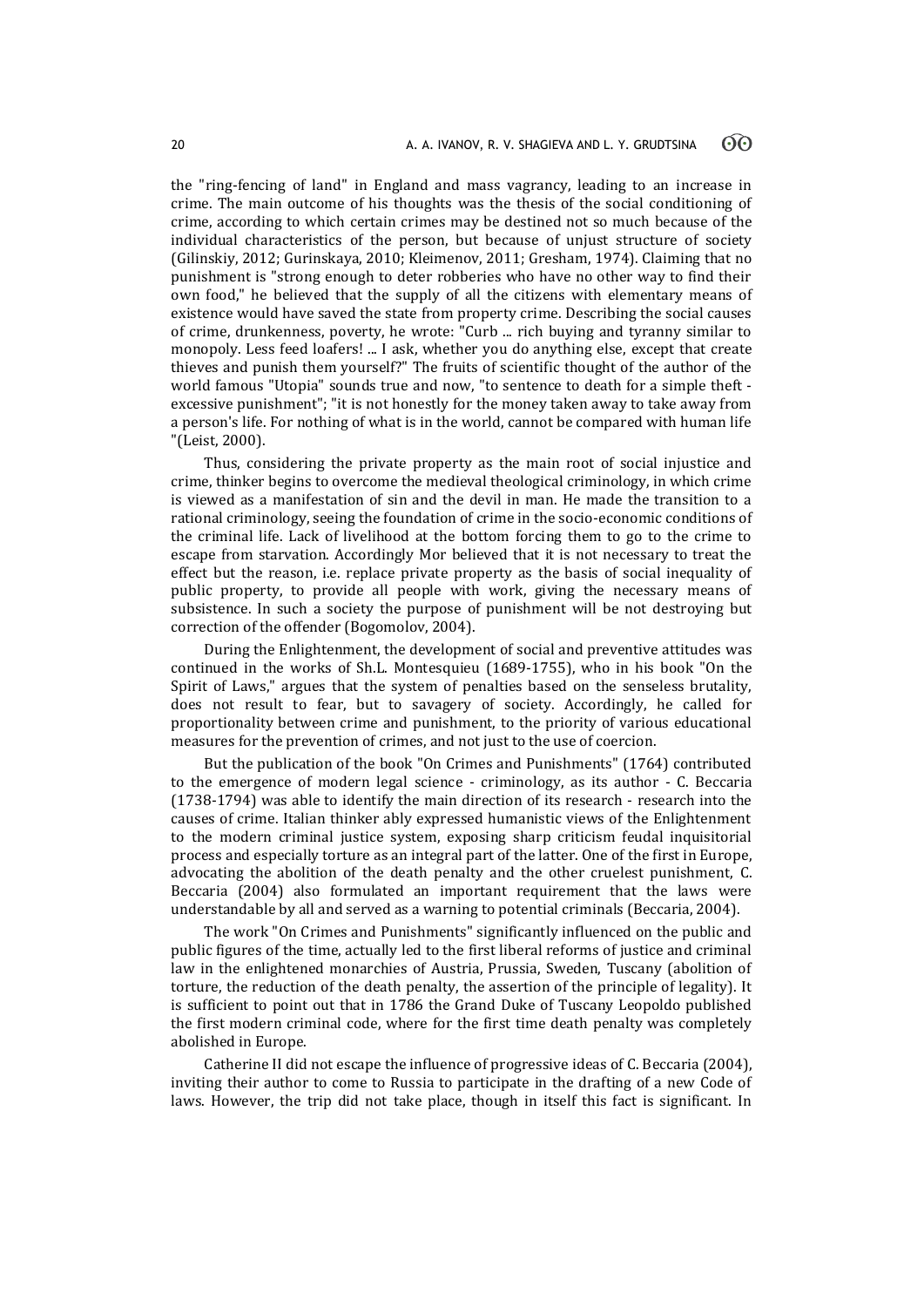the "ring-fencing of land" in England and mass vagrancy, leading to an increase in crime. The main outcome of his thoughts was the thesis of the social conditioning of crime, according to which certain crimes may be destined not so much because of the individual characteristics of the person, but because of unjust structure of society (Gilinskiy, 2012; Gurinskaya, 2010; Kleimenov, 2011; Gresham, 1974). Claiming that no punishment is "strong enough to deter robberies who have no other way to find their own food," he believed that the supply of all the citizens with elementary means of existence would have saved the state from property crime. Describing the social causes of crime, drunkenness, poverty, he wrote: "Curb ... rich buying and tyranny similar to monopoly. Less feed loafers! ... I ask, whether you do anything else, except that create thieves and punish them yourself?" The fruits of scientific thought of the author of the world famous "Utopia" sounds true and now, "to sentence to death for a simple theft - excessive punishment"; "it is not honestly for the money taken away to take away from a person's life. For nothing of what is in the world, cannot be compared with human life "(Leist, 2000).

Thus, considering the private property as the main root of social injustice and crime, thinker begins to overcome the medieval theological criminology, in which crime is viewed as a manifestation of sin and the devil in man. He made the transition to a rational criminology, seeing the foundation of crime in the socio-economic conditions of the criminal life. Lack of livelihood at the bottom forcing them to go to the crime to escape from starvation. Accordingly Mor believed that it is not necessary to treat the effect but the reason, i.e. replace private property as the basis of social inequality of public property, to provide all people with work, giving the necessary means of subsistence. In such a society the purpose of punishment will be not destroying but correction of the offender (Bogomolov, 2004).

During the Enlightenment, the development of social and preventive attitudes was continued in the works of Sh.L. Montesquieu (1689-1755), who in his book "On the Spirit of Laws," argues that the system of penalties based on the senseless brutality, does not result to fear, but to savagery of society. Accordingly, he called for proportionality between crime and punishment, to the priority of various educational measures for the prevention of crimes, and not just to the use of coercion.

But the publication of the book "On Crimes and Punishments" (1764) contributed to the emergence of modern legal science - criminology, as its author - C. Beccaria (1738-1794) was able to identify the main direction of its research - research into the causes of crime. Italian thinker ably expressed humanistic views of the Enlightenment to the modern criminal justice system, exposing sharp criticism feudal inquisitorial process and especially torture as an integral part of the latter. One of the first in Europe, advocating the abolition of the death penalty and the other cruelest punishment, C. Beccaria (2004) also formulated an important requirement that the laws were understandable by all and served as a warning to potential criminals (Beccaria, 2004).

The work "On Crimes and Punishments" significantly influenced on the public and public figures of the time, actually led to the first liberal reforms of justice and criminal law in the enlightened monarchies of Austria, Prussia, Sweden, Tuscany (abolition of torture, the reduction of the death penalty, the assertion of the principle of legality). It is sufficient to point out that in 1786 the Grand Duke of Tuscany Leopoldo published the first modern criminal code, where for the first time death penalty was completely abolished in Europe.

Catherine II did not escape the influence of progressive ideas of C. Beccaria (2004), inviting their author to come to Russia to participate in the drafting of a new Code of laws. However, the trip did not take place, though in itself this fact is significant. In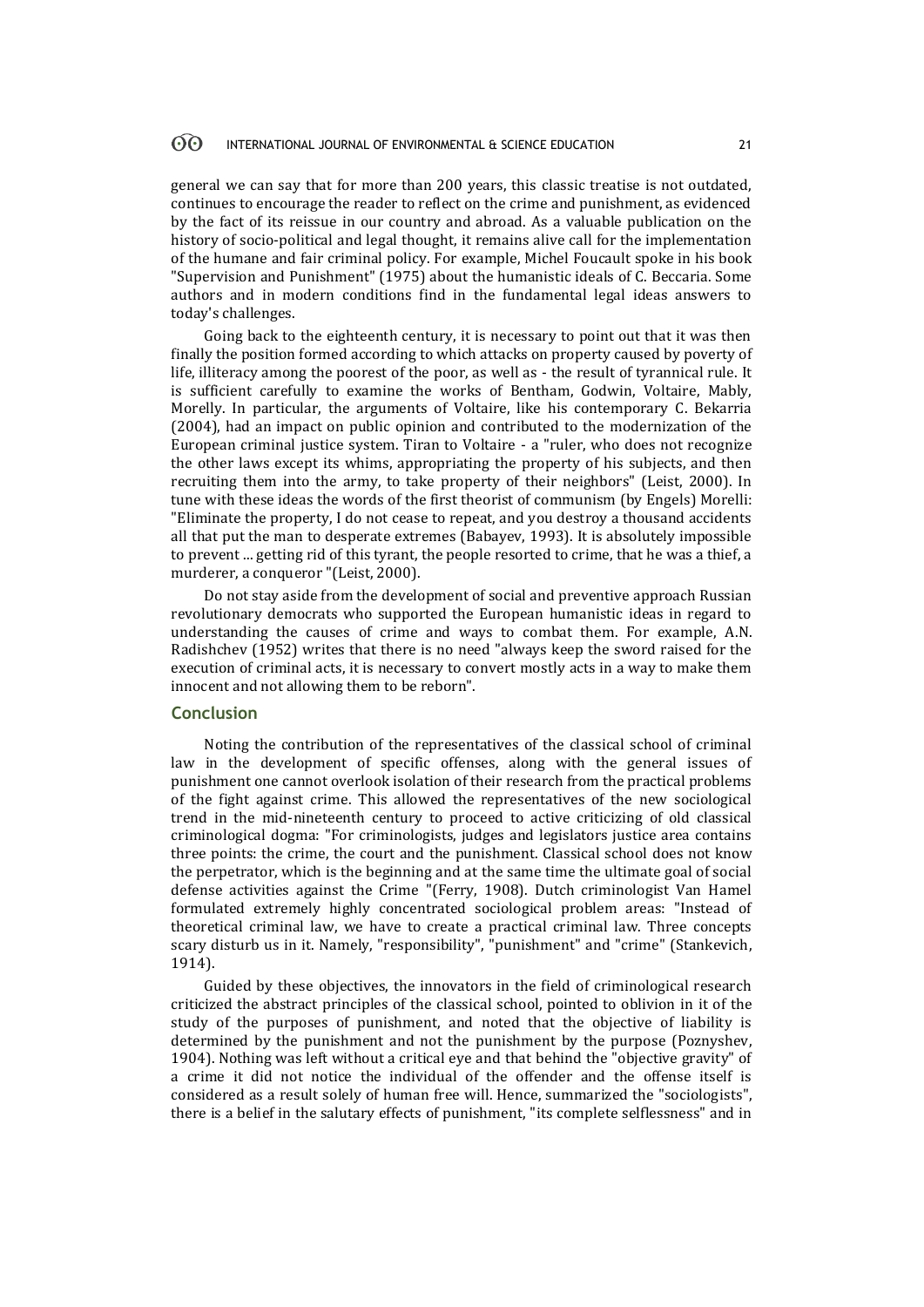general we can say that for more than 200 years, this classic treatise is not outdated, continues to encourage the reader to reflect on the crime and punishment, as evidenced by the fact of its reissue in our country and abroad. As a valuable publication on the history of socio-political and legal thought, it remains alive call for the implementation of the humane and fair criminal policy. For example, Michel Foucault spoke in his book "Supervision and Punishment" (1975) about the humanistic ideals of C. Beccaria. Some authors and in modern conditions find in the fundamental legal ideas answers to today's challenges.

Going back to the eighteenth century, it is necessary to point out that it was then finally the position formed according to which attacks on property caused by poverty of life, illiteracy among the poorest of the poor, as well as - the result of tyrannical rule. It is sufficient carefully to examine the works of Bentham, Godwin, Voltaire, Mably, Morelly. In particular, the arguments of Voltaire, like his contemporary C. Bekarria (2004), had an impact on public opinion and contributed to the modernization of the European criminal justice system. Tiran to Voltaire - a "ruler, who does not recognize the other laws except its whims, appropriating the property of his subjects, and then recruiting them into the army, to take property of their neighbors" (Leist, 2000). In tune with these ideas the words of the first theorist of communism (by Engels) Morelli: "Eliminate the property, I do not cease to repeat, and you destroy a thousand accidents all that put the man to desperate extremes (Babayev, 1993). It is absolutely impossible to prevent ... getting rid of this tyrant, the people resorted to crime, that he was a thief, a murderer, a conqueror "(Leist, 2000).

Do not stay aside from the development of social and preventive approach Russian revolutionary democrats who supported the European humanistic ideas in regard to understanding the causes of crime and ways to combat them. For example, A.N. Radishchev (1952) writes that there is no need "always keep the sword raised for the execution of criminal acts, it is necessary to convert mostly acts in a way to make them innocent and not allowing them to be reborn".

## Conclusion

Noting the contribution of the representatives of the classical school of criminal law in the development of specific offenses, along with the general issues of punishment one cannot overlook isolation of their research from the practical problems of the fight against crime. This allowed the representatives of the new sociological trend in the mid-nineteenth century to proceed to active criticizing of old classical criminological dogma: "For criminologists, judges and legislators justice area contains three points: the crime, the court and the punishment. Classical school does not know the perpetrator, which is the beginning and at the same time the ultimate goal of social defense activities against the Crime "(Ferry, 1908). Dutch criminologist Van Hamel formulated extremely highly concentrated sociological problem areas: "Instead of theoretical criminal law, we have to create a practical criminal law. Three concepts scary disturb us in it. Namely, "responsibility", "punishment" and "crime" (Stankevich, 1914).

Guided by these objectives, the innovators in the field of criminological research criticized the abstract principles of the classical school, pointed to oblivion in it of the study of the purposes of punishment, and noted that the objective of liability is determined by the punishment and not the punishment by the purpose (Poznyshev, 1904). Nothing was left without a critical eye and that behind the "objective gravity" of a crime it did not notice the individual of the offender and the offense itself is considered as a result solely of human free will. Hence, summarized the "sociologists", there is a belief in the salutary effects of punishment, "its complete selflessness" and in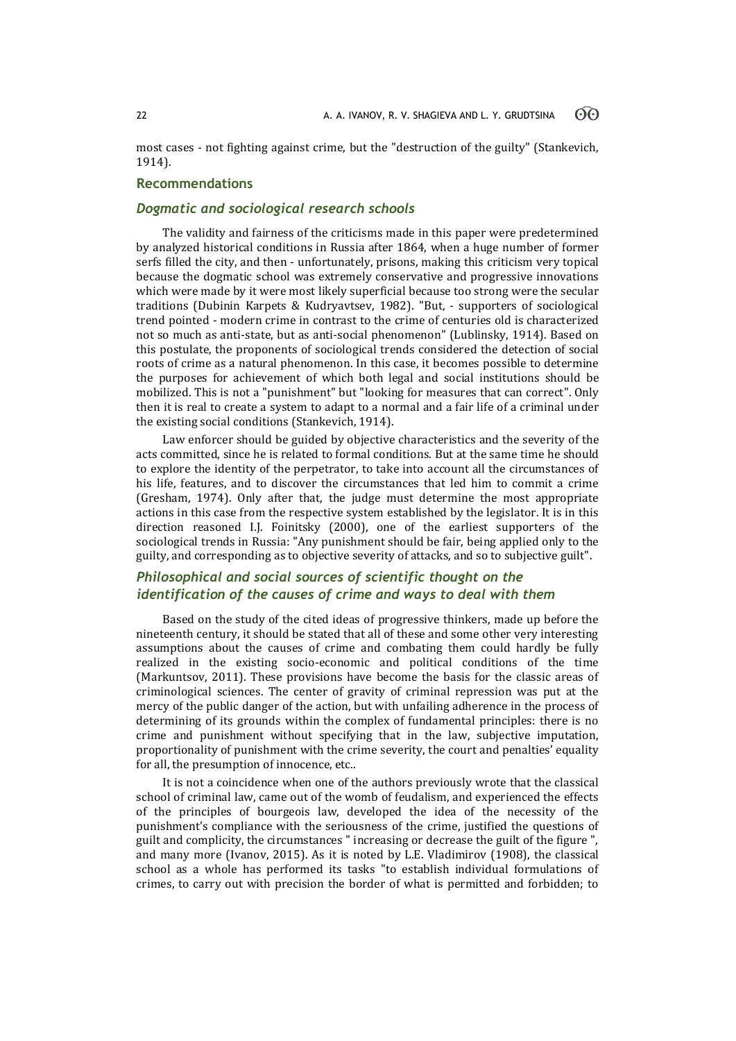most cases - not fighting against crime, but the "destruction of the guilty" (Stankevich, 1914).

## Recommendations

### *Dogmatic and sociological research schools*

The validity and fairness of the criticisms made in this paper were predetermined by analyzed historical conditions in Russia after 1864, when a huge number of former serfs filled the city, and then - unfortunately, prisons, making this criticism very topical because the dogmatic school was extremely conservative and progressive innovations which were made by it were most likely superficial because too strong were the secular traditions (Dubinin Karpets & Kudryavtsev, 1982). "But, - supporters of sociological trend pointed - modern crime in contrast to the crime of centuries old is characterized not so much as anti-state, but as anti-social phenomenon" (Lublinsky, 1914). Based on this postulate, the proponents of sociological trends considered the detection of social roots of crime as a natural phenomenon. In this case, it becomes possible to determine the purposes for achievement of which both legal and social institutions should be mobilized. This is not a "punishment" but "looking for measures that can correct". Only then it is real to create a system to adapt to a normal and a fair life of a criminal under the existing social conditions (Stankevich, 1914).

Law enforcer should be guided by objective characteristics and the severity of the acts committed, since he is related to formal conditions. But at the same time he should to explore the identity of the perpetrator, to take into account all the circumstances of his life, features, and to discover the circumstances that led him to commit a crime (Gresham, 1974). Only after that, the judge must determine the most appropriate actions in this case from the respective system established by the legislator. It is in this direction reasoned I.J. Foinitsky (2000), one of the earliest supporters of the sociological trends in Russia: "Any punishment should be fair, being applied only to the guilty, and corresponding as to objective severity of attacks, and so to subjective guilt".

### *Philosophical and social sources of scientific thought on the identification of the causes of crime and ways to deal with them*

Based on the study of the cited ideas of progressive thinkers, made up before the nineteenth century, it should be stated that all of these and some other very interesting assumptions about the causes of crime and combating them could hardly be fully realized in the existing socio-economic and political conditions of the time (Markuntsov, 2011). These provisions have become the basis for the classic areas of criminological sciences. The center of gravity of criminal repression was put at the mercy of the public danger of the action, but with unfailing adherence in the process of determining of its grounds within the complex of fundamental principles: there is no crime and punishment without specifying that in the law, subjective imputation, proportionality of punishment with the crime severity, the court and penalties' equality for all, the presumption of innocence, etc..

It is not a coincidence when one of the authors previously wrote that the classical school of criminal law, came out of the womb of feudalism, and experienced the effects of the principles of bourgeois law, developed the idea of the necessity of the punishment's compliance with the seriousness of the crime, justified the questions of guilt and complicity, the circumstances " increasing or decrease the guilt of the figure ", and many more (Ivanov, 2015). As it is noted by L.E. Vladimirov (1908), the classical school as a whole has performed its tasks "to establish individual formulations of crimes, to carry out with precision the border of what is permitted and forbidden; to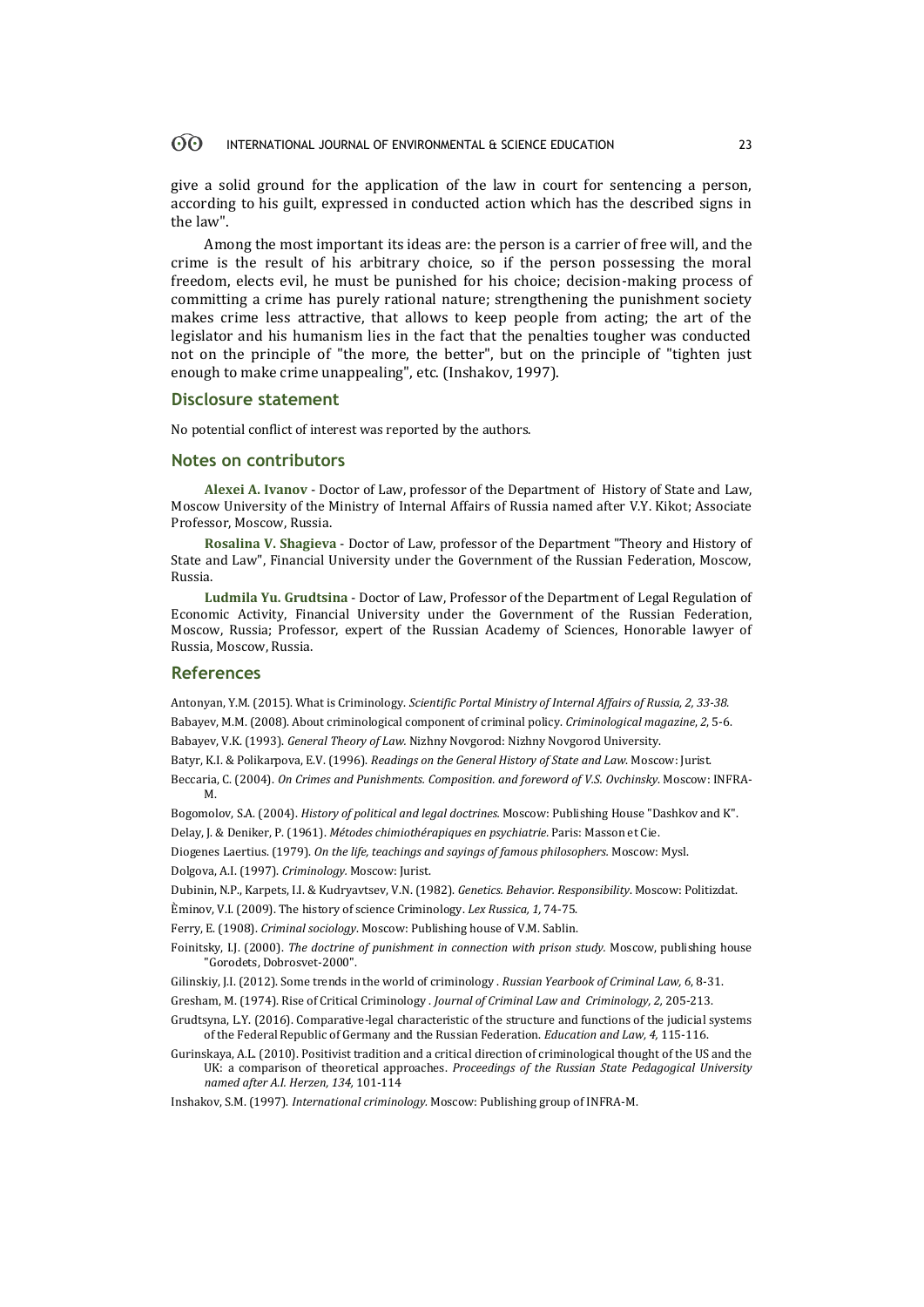give a solid ground for the application of the law in court for sentencing a person, according to his guilt, expressed in conducted action which has the described signs in the law".

Among the most important its ideas are: the person is a carrier of free will, and the crime is the result of his arbitrary choice, so if the person possessing the moral freedom, elects evil, he must be punished for his choice; decision-making process of committing a crime has purely rational nature; strengthening the punishment society makes crime less attractive, that allows to keep people from acting; the art of the legislator and his humanism lies in the fact that the penalties tougher was conducted not on the principle of "the more, the better", but on the principle of "tighten just enough to make crime unappealing", etc. (Inshakov, 1997).

## Disclosure statement

No potential conflict of interest was reported by the authors.

## Notes on contributors

**Alexei A. Ivanov** - Doctor of Law, professor of the Department of History of State and Law, Moscow University of the Ministry of Internal Affairs of Russia named after V.Y. Kikot; Associate Professor, Moscow, Russia.

**Rosalina V. Shagieva** - Doctor of Law, professor of the Department "Theory and History of State and Law", Financial University under the Government of the Russian Federation, Moscow, Russia.

**Ludmila Yu. Grudtsina** - Doctor of Law, Professor of the Department of Legal Regulation of Economic Activity, Financial University under the Government of the Russian Federation, Moscow, Russia; Professor, expert of the Russian Academy of Sciences, Honorable lawyer of Russia, Moscow, Russia.

## References

Antonyan, Y.M. (2015). What is Criminology. *Scientific Portal Ministry of Internal Affairs of Russia, 2, 33-38.*

Babayev, M.M. (2008). About criminological component of criminal policy. *Criminological magazine*, *2*, 5-6.

Babayev, V.K. (1993). *General Theory of Law.* Nizhny Novgorod: Nizhny Novgorod University.

Batyr, K.I. & Polikarpova, E.V. (1996). *Readings on the General History of State and Law.* Moscow: Jurist.

Beccaria, C. (2004). *On Crimes and Punishments. Composition. and foreword of V.S. Ovchinsky*. Moscow: INFRA-M.

Bogomolov, S.A. (2004). *History of political and legal doctrines.* Moscow: Publishing House "Dashkov and K".

Delay, J. & Deniker, P. (1961). *Métodes chimiothérapiques en psychiatrie.* Paris: Masson et Cie.

Diogenes Laertius. (1979). *On the life, teachings and sayings of famous philosophers.* Moscow: Mysl.

Dolgova, A.I. (1997). *Criminology*. Moscow: Jurist.

Dubinin, N.P., Karpets, I.I. & Kudryavtsev, V.N. (1982). *Genetics. Behavior. Responsibility*. Moscow: Politizdat.

Èminov, V.I. (2009). The history of science Criminology. *Lex Russica, 1,* 74-75.

Ferry, E. (1908). *Criminal sociology*. Moscow: Publishing house of V.M. Sablin.

Foinitsky, I.J. (2000). *The doctrine of punishment in connection with prison study.* Moscow, publishing house "Gorodets, Dobrosvet-2000".

Gilinskiy, J.I. (2012). Some trends in the world of criminology . *Russian Yearbook of Criminal Law, 6*, 8-31.

Gresham, M. (1974). Rise of Critical Criminology . *Journal of Criminal Law and Criminology, 2,* 205-213.

Grudtsyna, L.Y. (2016). Comparative-legal characteristic of the structure and functions of the judicial systems of the Federal Republic of Germany and the Russian Federation. *Education and Law, 4,* 115-116.

Gurinskaya, A.L. (2010). Positivist tradition and a critical direction of criminological thought of the US and the UK: a comparison of theoretical approaches. *Proceedings of the Russian State Pedagogical University named after A.I. Herzen, 134,* 101-114

Inshakov, S.M. (1997). *International criminology*. Moscow: Publishing group of INFRA-M.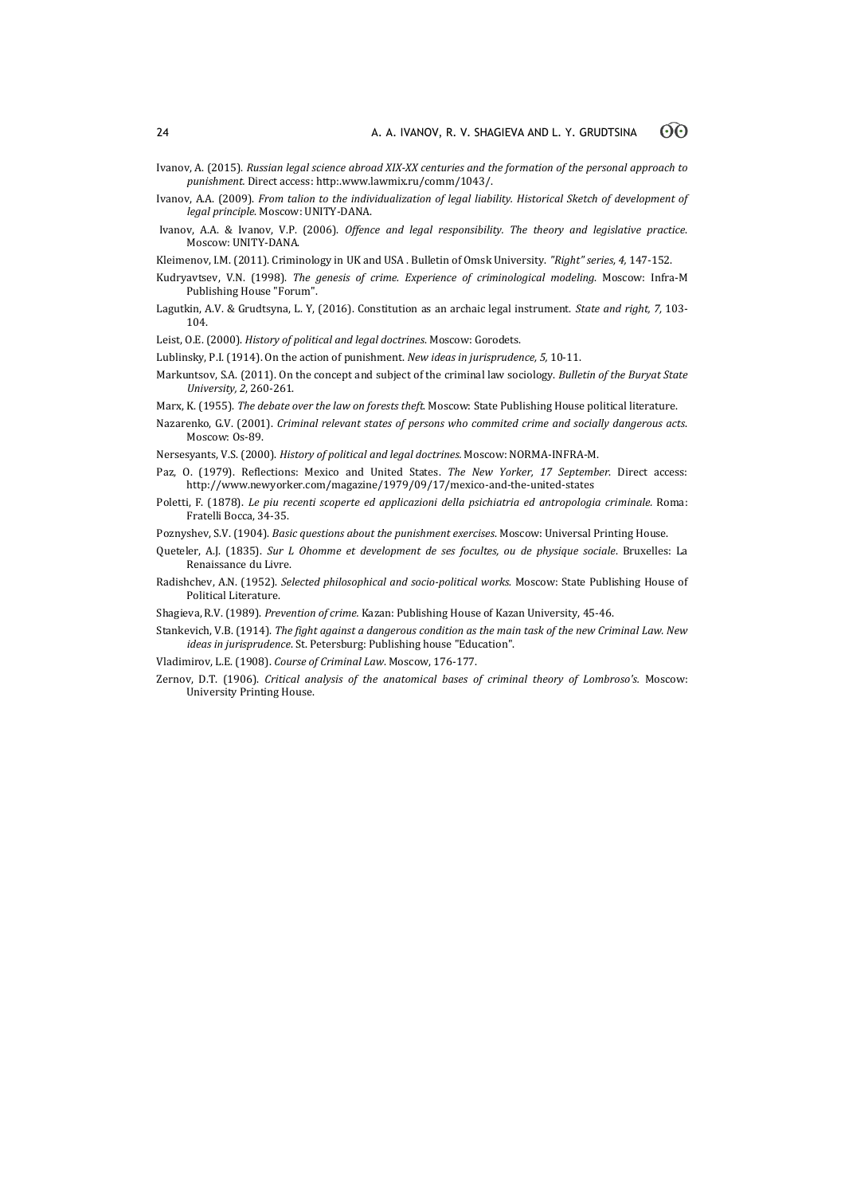Ivanov, A. (2015). *Russian legal science abroad XIX-XX centuries and the formation of the personal approach to punishment*. Direct access: http:.www.lawmix.ru/comm/1043/.

Ivanov, A.A. (2009). *From talion to the individualization of legal liability. Historical Sketch of development of legal principle*. Moscow: UNITY-DANA.

Ivanov, A.A. & Ivanov, V.P. (2006). *Offence and legal responsibility. The theory and legislative practice*. Moscow: UNITY-DANA.

Kleimenov, I.M. (2011). Criminology in UK and USA . Bulletin of Omsk University. *"Right" series, 4,* 147-152.

Kudryavtsev, V.N. (1998). *The genesis of crime. Experience of criminological modeling*. Moscow: Infra-M Publishing House "Forum".

Lagutkin, A.V. & Grudtsyna, L. Y, (2016). Constitution as an archaic legal instrument. *State and right, 7,* 103-104.

Leist, O.E. (2000). *History of political and legal doctrines*. Moscow: Gorodets.

Lublinsky, P.I. (1914). On the action of punishment. *New ideas in jurisprudence, 5,* 10-11.

Markuntsov, S.A. (2011). On the concept and subject of the criminal law sociology. *Bulletin of the Buryat State University, 2*, 260-261.

Marx, K. (1955). *The debate over the law on forests theft*. Moscow: State Publishing House political literature.

Nazarenko, G.V. (2001). *Criminal relevant states of persons who commited crime and socially dangerous acts*. Moscow: Os-89.

Nersesyants, V.S. (2000). *History of political and legal doctrines*. Moscow: NORMA-INFRA-M.

Paz, O. (1979). Reflections: Mexico and United States. *The New Yorker, 17 September*. Direct access: http://www.newyorker.com/magazine/1979/09/17/mexico-and-the-united-states

Poletti, F. (1878). *Le piu recenti scoperte ed applicazioni della psichiatria ed antropologia criminale*. Roma: Fratelli Bocca, 34-35.

Poznyshev, S.V. (1904). *Basic questions about the punishment exercises*. Moscow: Universal Printing House.

Queteler, A.J. (1835). *Sur L Ohomme et development de ses focultes, ou de physique sociale*. Bruxelles: La Renaissance du Livre.

Radishchev, A.N. (1952). *Selected philosophical and socio-political works*. Moscow: State Publishing House of Political Literature.

Shagieva, R.V. (1989). *Prevention of crime*. Kazan: Publishing House of Kazan University, 45-46.

Stankevich, V.B. (1914). *The fight against a dangerous condition as the main task of the new Criminal Law. New ideas in jurisprudence*. St. Petersburg: Publishing house "Education".

Vladimirov, L.E. (1908). *Course of Criminal Law*. Moscow, 176-177.

Zernov, D.T. (1906). *Critical analysis of the anatomical bases of criminal theory of Lombroso's*. Moscow: University Printing House.